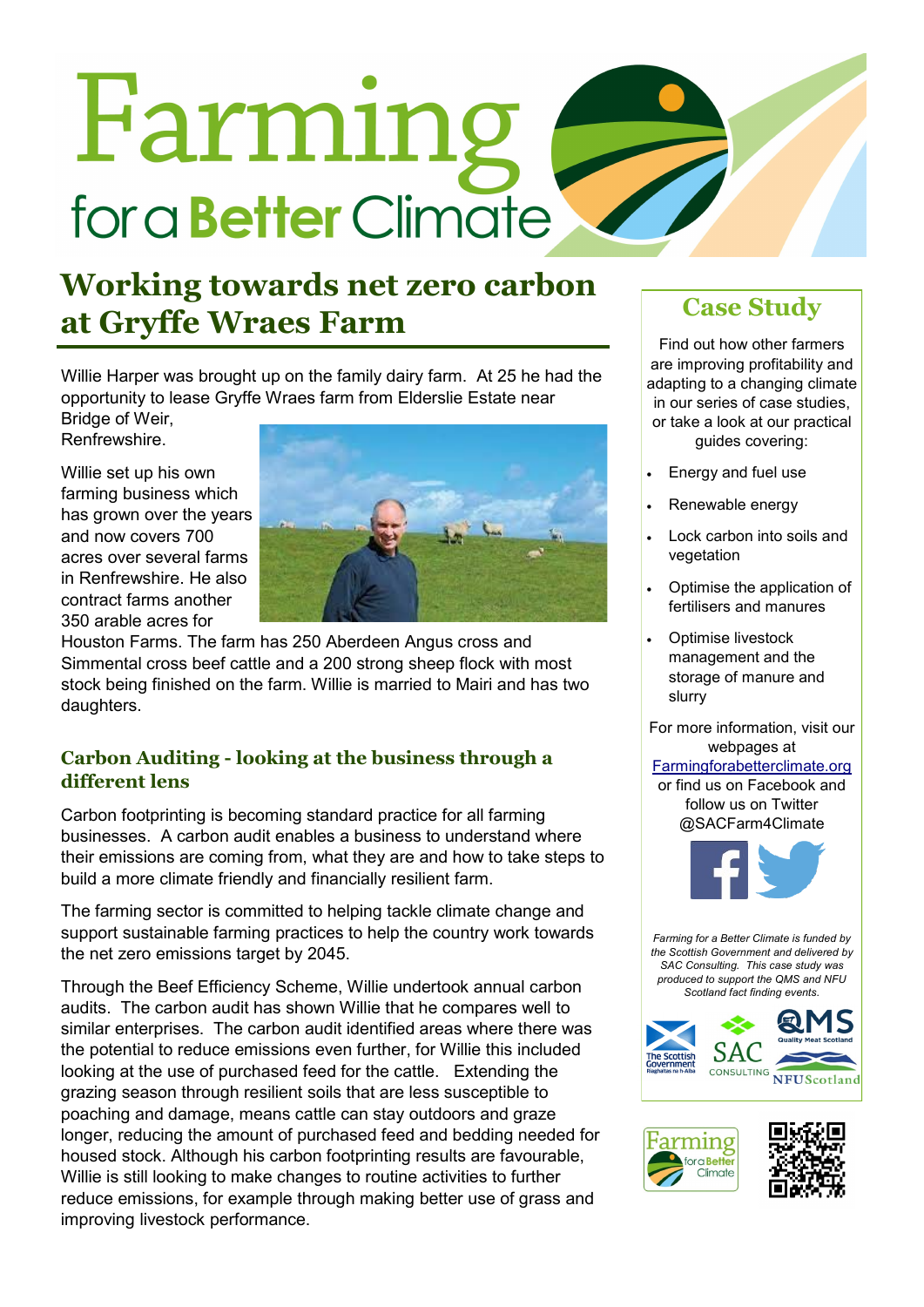# Farming for a Better Climate

## Working towards net zero carbon at Gryffe Wraes Farm

Willie Harper was brought up on the family dairy farm. At 25 he had the opportunity to lease Gryffe Wraes farm from Elderslie Estate near Bridge of Weir, Renfrewshire.

Willie set up his own farming business which has grown over the years and now covers 700 acres over several farms in Renfrewshire. He also contract farms another 350 arable acres for Houston Farms. The farm has 250 Aberdeen Angus cross and Simmental cross beef cattle and a 200 strong sheep flock with most stock being finished on the farm. Willie is married to Mairi and has two daughters.

### Carbon Auditing - looking at the business through a different lens

Carbon footprinting is becoming standard practice for all farming businesses. A carbon audit enables a business to understand where their emissions are coming from, what they are and how to take steps to build a more climate friendly and financially resilient farm.

The farming sector is committed to helping tackle climate change and support sustainable farming practices to help the country work towards the net zero emissions target by 2045.

Through the Beef Efficiency Scheme, Willie undertook annual carbon audits. The carbon audit has shown Willie that he compares well to similar enterprises. The carbon audit identified areas where there was the potential to reduce emissions even further, for Willie this included looking at the use of purchased feed for the cattle. Extending the grazing season through resilient soils that are less susceptible to poaching and damage, means cattle can stay outdoors and graze longer, reducing the amount of purchased feed and bedding needed for housed stock. Although his carbon footprinting results are favourable, Willie is still looking to make changes to routine activities to further reduce emissions, for example through making better use of grass and improving livestock performance.

## Case Study

Find out how other farmers are improving profitability and adapting to a changing climate in our series of case studies, or take a look at our practical guides covering:

- Energy and fuel use
- Renewable energy
- Lock carbon into soils and vegetation
- Optimise the application of fertilisers and manures
- Optimise livestock management and the storage of manure and slurry

For more information, visit our webpages at Farmingforabetterclimate.org or find us on Facebook and follow us on Twitter @SACFarm4Climate

*Farming for a Better Climate is funded by the Scottish Government and delivered by SAC Consulting. This case study was produced to support the QMS and NFU Scotland fact finding events.*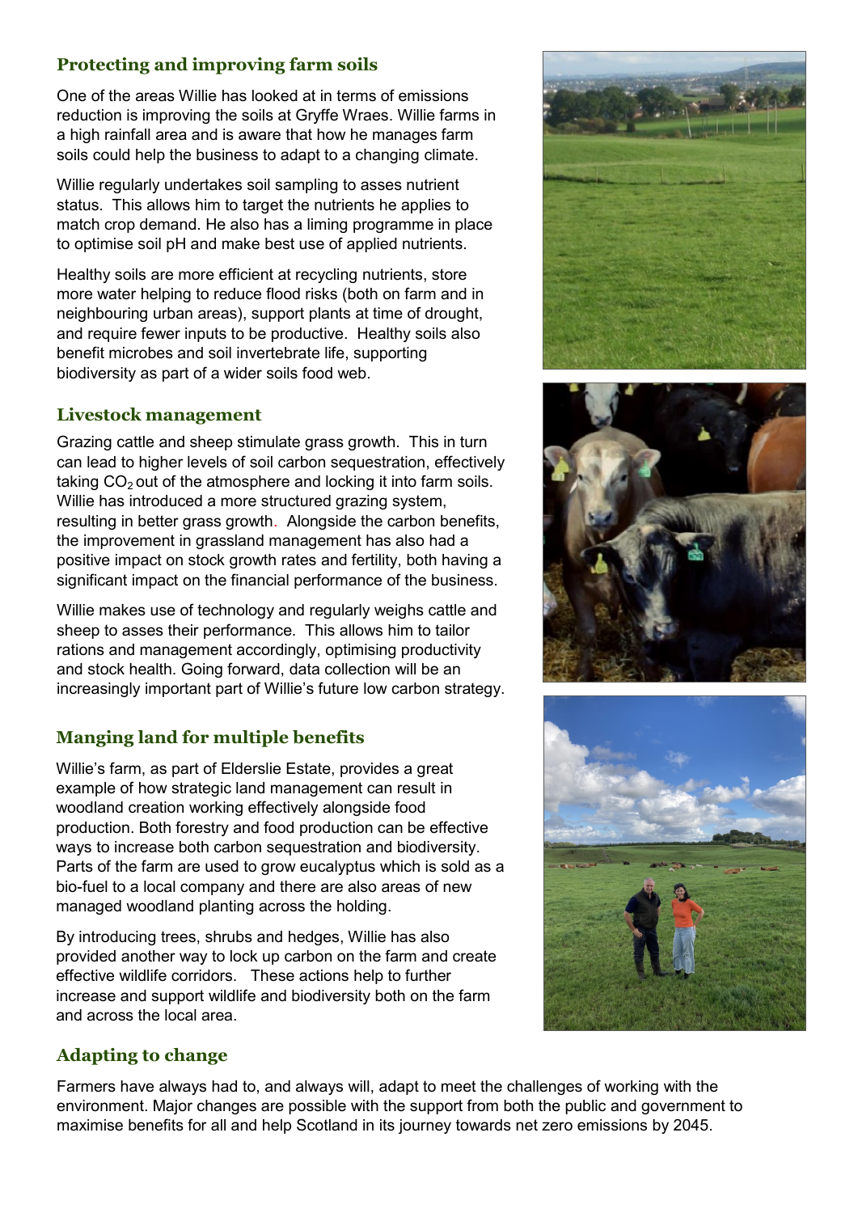## Protecting and improving farm soils

One of the areas Willie has looked at in terms of emissions reduction is improving the soils at Gryffe Wraes. Willie farms in a high rainfall area and is aware that how he manages farm soils could help the business to adapt to a changing climate.

Willie regularly undertakes soil sampling to asses nutrient status. This allows him to target the nutrients he applies to match crop demand. He also has a liming programme in place to optimise soil pH and make best use of applied nutrients.

Healthy soils are more efficient at recycling nutrients, store more water helping to reduce flood risks (both on farm and in neighbouring urban areas), support plants at time of drought, and require fewer inputs to be productive. Healthy soils also benefit microbes and soil invertebrate life, supporting biodiversity as part of a wider soils food web.

## Livestock management

Grazing cattle and sheep stimulate grass growth. This in turn can lead to higher levels of soil carbon sequestration, effectively taking $CO_2$ out of the atmosphere and locking it into farm soils. Willie has introduced a more structured grazing system, resulting in better grass growth. Alongside the carbon benefits, the improvement in grassland management has also had a positive impact on stock growth rates and fertility, both having a significant impact on the financial performance of the business.

Willie makes use of technology and regularly weighs cattle and sheep to asses their performance. This allows him to tailor rations and management accordingly, optimising productivity and stock health. Going forward, data collection will be an increasingly important part of Willie's future low carbon strategy.

## Manging land for multiple benefits

Willie's farm, as part of Elderslie Estate, provides a great example of how strategic land management can result in woodland creation working effectively alongside food production. Both forestry and food production can be effective ways to increase both carbon sequestration and biodiversity. Parts of the farm are used to grow eucalyptus which is sold as a bio-fuel to a local company and there are also areas of new managed woodland planting across the holding.

By introducing trees, shrubs and hedges, Willie has also provided another way to lock up carbon on the farm and create effective wildlife corridors. These actions help to further increase and support wildlife and biodiversity both on the farm and across the local area.

## Adapting to change

Farmers have always had to, and always will, adapt to meet the challenges of working with the environment. Major changes are possible with the support from both the public and government to maximise benefits for all and help Scotland in its journey towards net zero emissions by 2045.